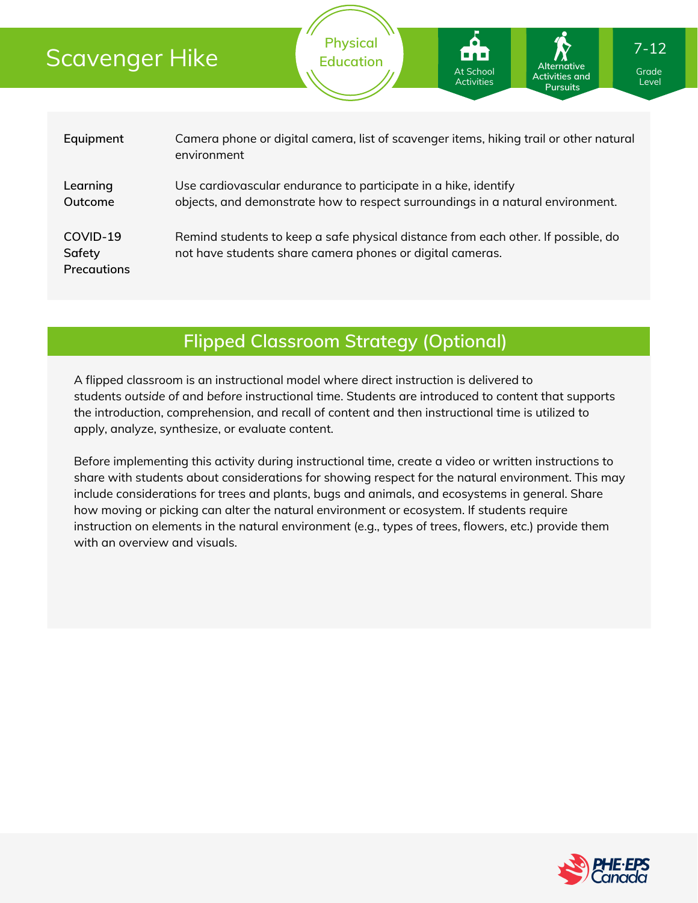# Scavenger Hike

Physical Education

At School Activities

Alternative Activities and Pursuits

7-12 Grade Level

| | |
|---|---|
| **Equipment** | Camera phone or digital camera, list of scavenger items, hiking trail or other natural environment |
| **Learning Outcome** | Use cardiovascular endurance to participate in a hike, identify objects, and demonstrate how to respect surroundings in a natural environment. |
| **COVID-19 Safety Precautions** | Remind students to keep a safe physical distance from each other. If possible, do not have students share camera phones or digital cameras. |

## Flipped Classroom Strategy (Optional)

A flipped classroom is an instructional model where direct instruction is delivered to students *outside* of and *before* instructional time. Students are introduced to content that supports the introduction, comprehension, and recall of content and then instructional time is utilized to apply, analyze, synthesize, or evaluate content.

Before implementing this activity during instructional time, create a video or written instructions to share with students about considerations for showing respect for the natural environment. This may include considerations for trees and plants, bugs and animals, and ecosystems in general. Share how moving or picking can alter the natural environment or ecosystem. If students require instruction on elements in the natural environment (e.g., types of trees, flowers, etc.) provide them with an overview and visuals.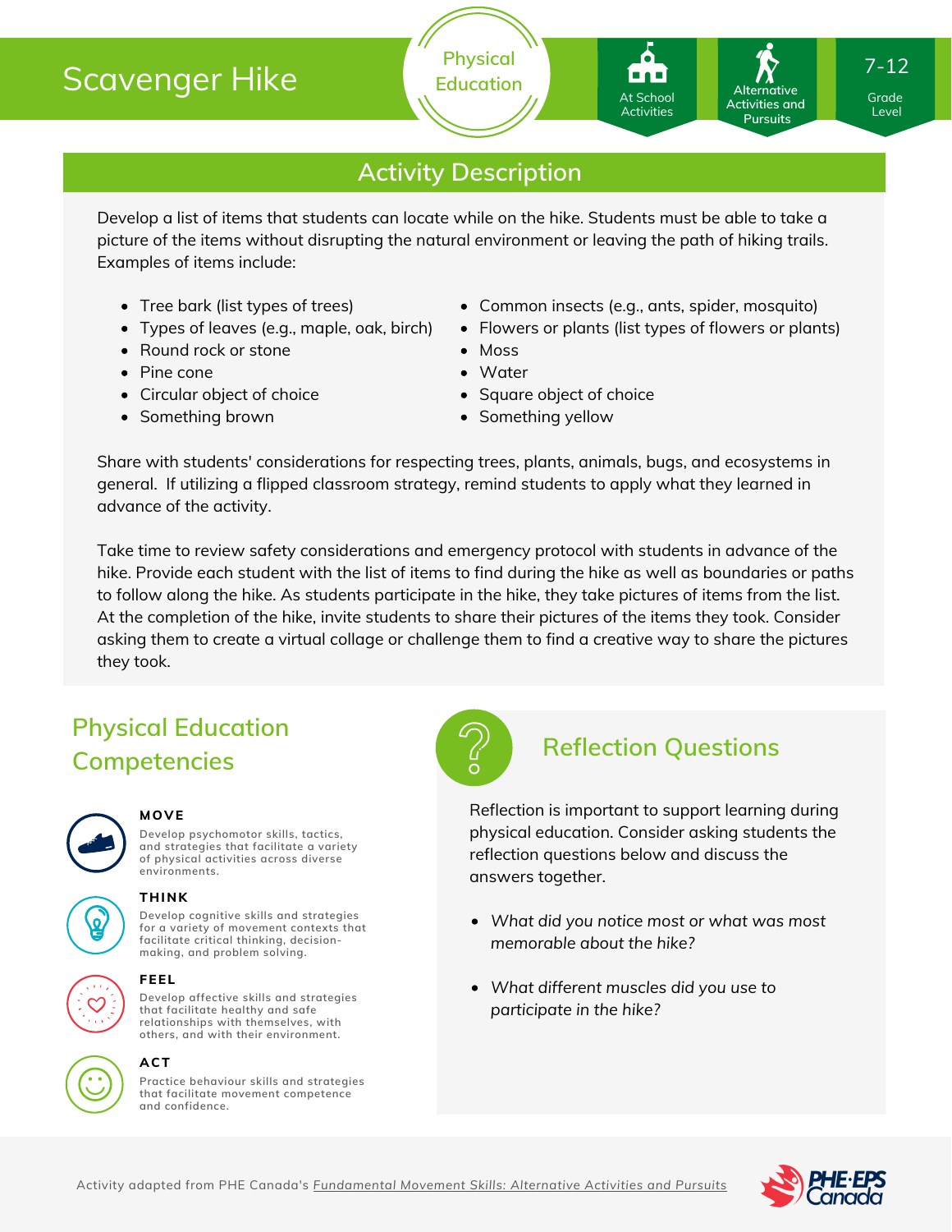# Scavenger Hike

Physical Education

At School Activities

Alternative Activities and Pursuits

7-12 Grade Level

## Activity Description

Develop a list of items that students can locate while on the hike. Students must be able to take a picture of the items without disrupting the natural environment or leaving the path of hiking trails. Examples of items include:

- Tree bark (list types of trees)
- Types of leaves (e.g., maple, oak, birch)
- Round rock or stone
- Pine cone
- Circular object of choice
- Something brown
- Common insects (e.g., ants, spider, mosquito)
- Flowers or plants (list types of flowers or plants)
- Moss
- Water
- Square object of choice
- Something yellow

Share with students' considerations for respecting trees, plants, animals, bugs, and ecosystems in general. If utilizing a flipped classroom strategy, remind students to apply what they learned in advance of the activity.

Take time to review safety considerations and emergency protocol with students in advance of the hike. Provide each student with the list of items to find during the hike as well as boundaries or paths to follow along the hike. As students participate in the hike, they take pictures of items from the list. At the completion of the hike, invite students to share their pictures of the items they took. Consider asking them to create a virtual collage or challenge them to find a creative way to share the pictures they took.

## Physical Education Competencies

**MOVE**

Develop psychomotor skills, tactics, and strategies that facilitate a variety of physical activities across diverse environments.

**THINK**

Develop cognitive skills and strategies for a variety of movement contexts that facilitate critical thinking, decision-making, and problem solving.

**FEEL**

Develop affective skills and strategies that facilitate healthy and safe relationships with themselves, with others, and with their environment.

**ACT**

Practice behaviour skills and strategies that facilitate movement competence and confidence.

## Reflection Questions

Reflection is important to support learning during physical education. Consider asking students the reflection questions below and discuss the answers together.

- *What did you notice most or what was most memorable about the hike?*
- *What different muscles did you use to participate in the hike?*

Activity adapted from PHE Canada's *Fundamental Movement Skills: Alternative Activities and Pursuits*

PHE·EPS Canada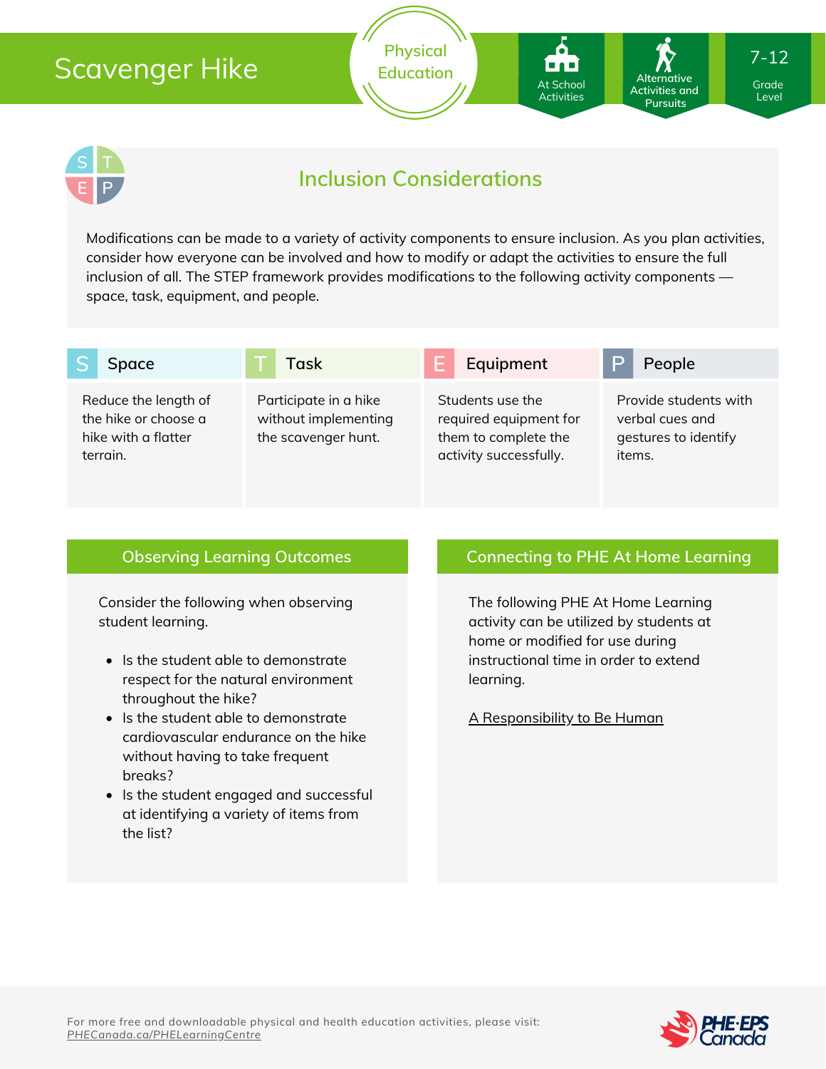# Scavenger Hike

Physical Education

At School Activities | Alternative Activities and Pursuits | 7-12 Grade Level

## Inclusion Considerations

Modifications can be made to a variety of activity components to ensure inclusion. As you plan activities, consider how everyone can be involved and how to modify or adapt the activities to ensure the full inclusion of all. The STEP framework provides modifications to the following activity components — space, task, equipment, and people.

| S Space | T Task | E Equipment | P People |
|---|---|---|---|
| Reduce the length of the hike or choose a hike with a flatter terrain. | Participate in a hike without implementing the scavenger hunt. | Students use the required equipment for them to complete the activity successfully. | Provide students with verbal cues and gestures to identify items. |

## Observing Learning Outcomes

Consider the following when observing student learning.

- Is the student able to demonstrate respect for the natural environment throughout the hike?
- Is the student able to demonstrate cardiovascular endurance on the hike without having to take frequent breaks?
- Is the student engaged and successful at identifying a variety of items from the list?

## Connecting to PHE At Home Learning

The following PHE At Home Learning activity can be utilized by students at home or modified for use during instructional time in order to extend learning.

A Responsibility to Be Human

For more free and downloadable physical and health education activities, please visit: PHECanada.ca/PHELearningCentre

PHE·EPS Canada